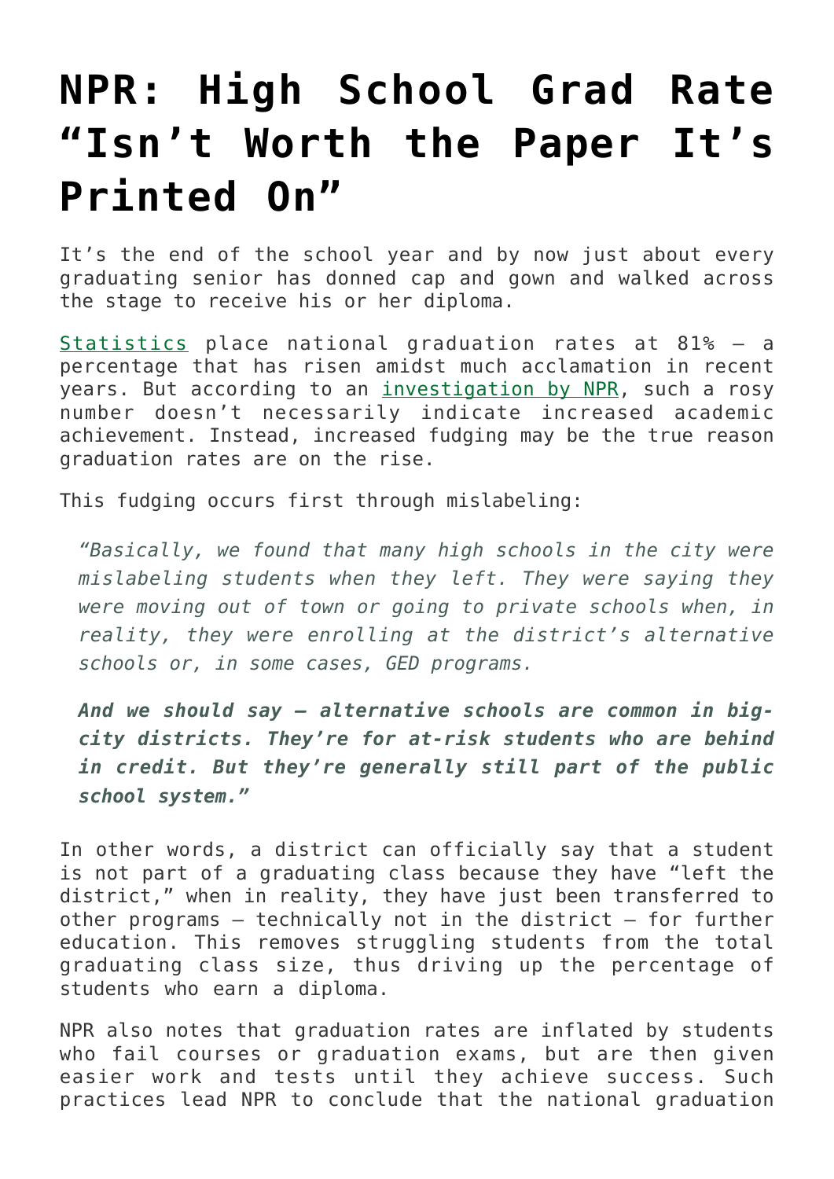# NPR: High School Grad Rate "Isn't Worth the Paper It's Printed On"

It's the end of the school year and by now just about every graduating senior has donned cap and gown and walked across the stage to receive his or her diploma.

[Statistics](#) place national graduation rates at 81% – a percentage that has risen amidst much acclamation in recent years. But according to an [investigation by NPR](#), such a rosy number doesn't necessarily indicate increased academic achievement. Instead, increased fudging may be the true reason graduation rates are on the rise.

This fudging occurs first through mislabeling:

> *"Basically, we found that many high schools in the city were mislabeling students when they left. They were saying they were moving out of town or going to private schools when, in reality, they were enrolling at the district's alternative schools or, in some cases, GED programs.*
>
> ***And we should say – alternative schools are common in big-city districts. They're for at-risk students who are behind in credit. But they're generally still part of the public school system."***

In other words, a district can officially say that a student is not part of a graduating class because they have "left the district," when in reality, they have just been transferred to other programs – technically not in the district – for further education. This removes struggling students from the total graduating class size, thus driving up the percentage of students who earn a diploma.

NPR also notes that graduation rates are inflated by students who fail courses or graduation exams, but are then given easier work and tests until they achieve success. Such practices lead NPR to conclude that the national graduation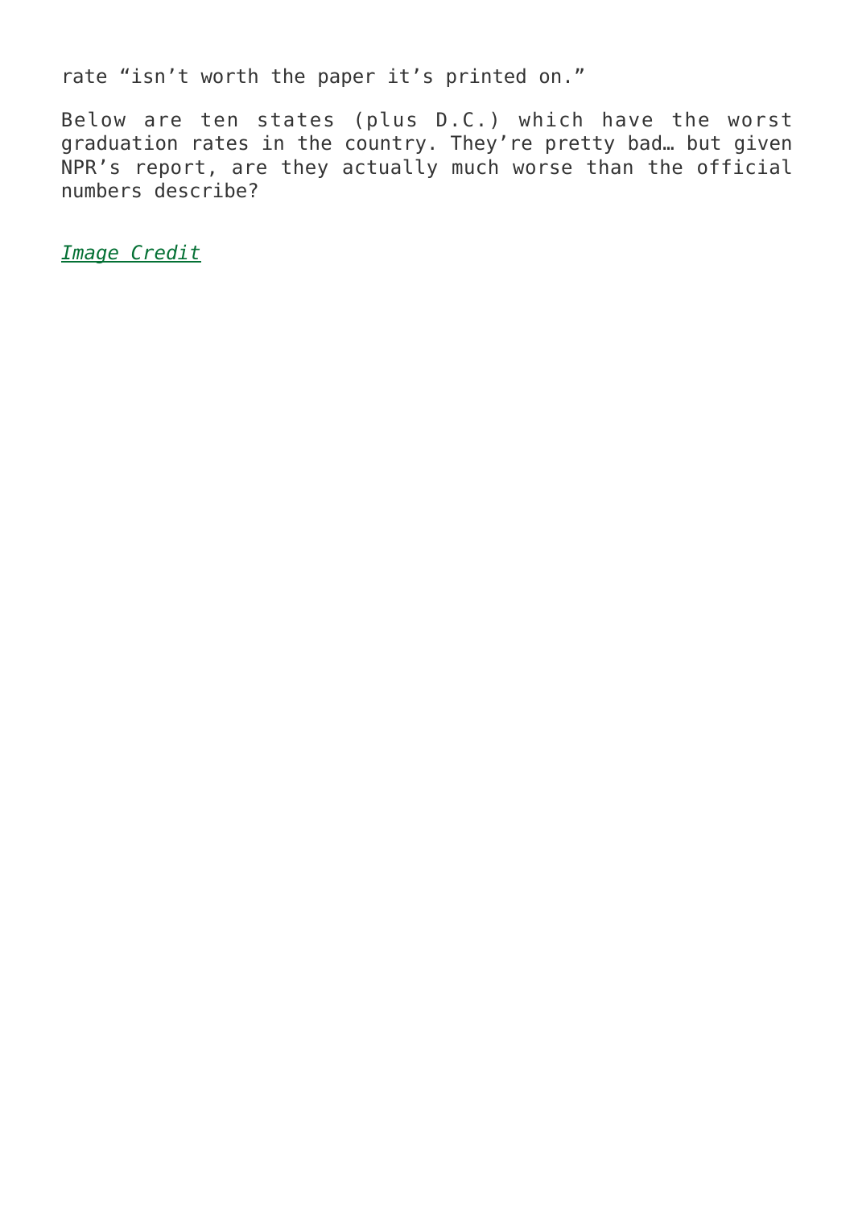rate “isn’t worth the paper it’s printed on.”

Below are ten states (plus D.C.) which have the worst graduation rates in the country. They’re pretty bad… but given NPR’s report, are they actually much worse than the official numbers describe?

*Image Credit*